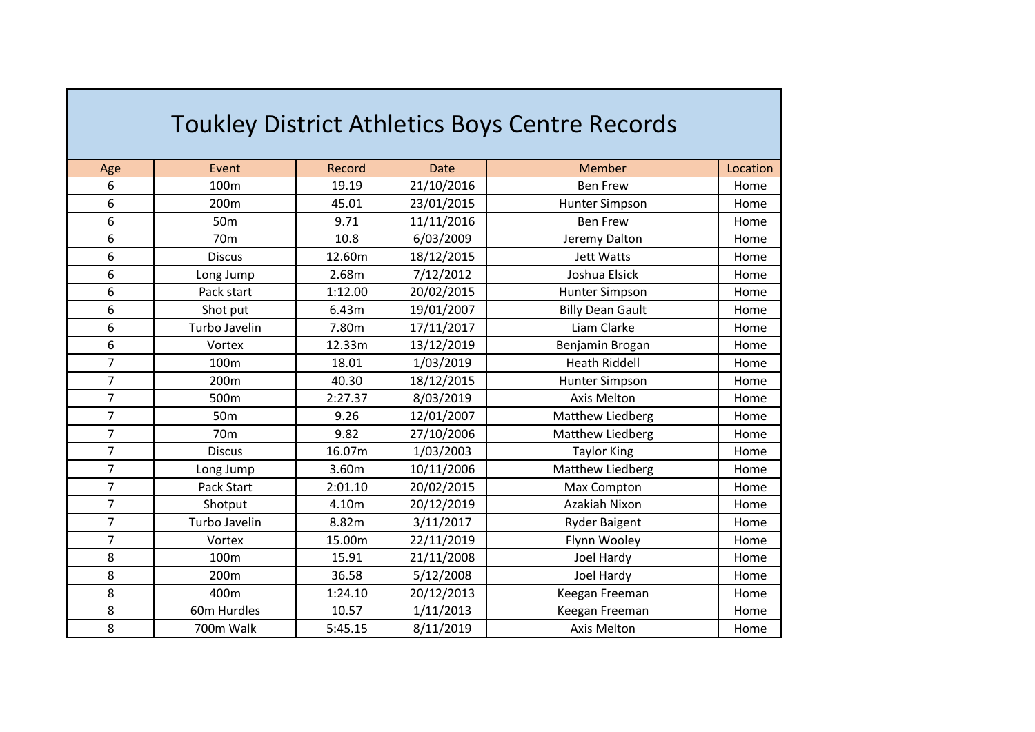# Toukley District Athletics Boys Centre Records

| Age | Event | Record | Date | Member | Location |
|---|---|---|---|---|---|
| 6 | 100m | 19.19 | 21/10/2016 | Ben Frew | Home |
| 6 | 200m | 45.01 | 23/01/2015 | Hunter Simpson | Home |
| 6 | 50m | 9.71 | 11/11/2016 | Ben Frew | Home |
| 6 | 70m | 10.8 | 6/03/2009 | Jeremy Dalton | Home |
| 6 | Discus | 12.60m | 18/12/2015 | Jett Watts | Home |
| 6 | Long Jump | 2.68m | 7/12/2012 | Joshua Elsick | Home |
| 6 | Pack start | 1:12.00 | 20/02/2015 | Hunter Simpson | Home |
| 6 | Shot put | 6.43m | 19/01/2007 | Billy Dean Gault | Home |
| 6 | Turbo Javelin | 7.80m | 17/11/2017 | Liam Clarke | Home |
| 6 | Vortex | 12.33m | 13/12/2019 | Benjamin Brogan | Home |
| 7 | 100m | 18.01 | 1/03/2019 | Heath Riddell | Home |
| 7 | 200m | 40.30 | 18/12/2015 | Hunter Simpson | Home |
| 7 | 500m | 2:27.37 | 8/03/2019 | Axis Melton | Home |
| 7 | 50m | 9.26 | 12/01/2007 | Matthew Liedberg | Home |
| 7 | 70m | 9.82 | 27/10/2006 | Matthew Liedberg | Home |
| 7 | Discus | 16.07m | 1/03/2003 | Taylor King | Home |
| 7 | Long Jump | 3.60m | 10/11/2006 | Matthew Liedberg | Home |
| 7 | Pack Start | 2:01.10 | 20/02/2015 | Max Compton | Home |
| 7 | Shotput | 4.10m | 20/12/2019 | Azakiah Nixon | Home |
| 7 | Turbo Javelin | 8.82m | 3/11/2017 | Ryder Baigent | Home |
| 7 | Vortex | 15.00m | 22/11/2019 | Flynn Wooley | Home |
| 8 | 100m | 15.91 | 21/11/2008 | Joel Hardy | Home |
| 8 | 200m | 36.58 | 5/12/2008 | Joel Hardy | Home |
| 8 | 400m | 1:24.10 | 20/12/2013 | Keegan Freeman | Home |
| 8 | 60m Hurdles | 10.57 | 1/11/2013 | Keegan Freeman | Home |
| 8 | 700m Walk | 5:45.15 | 8/11/2019 | Axis Melton | Home |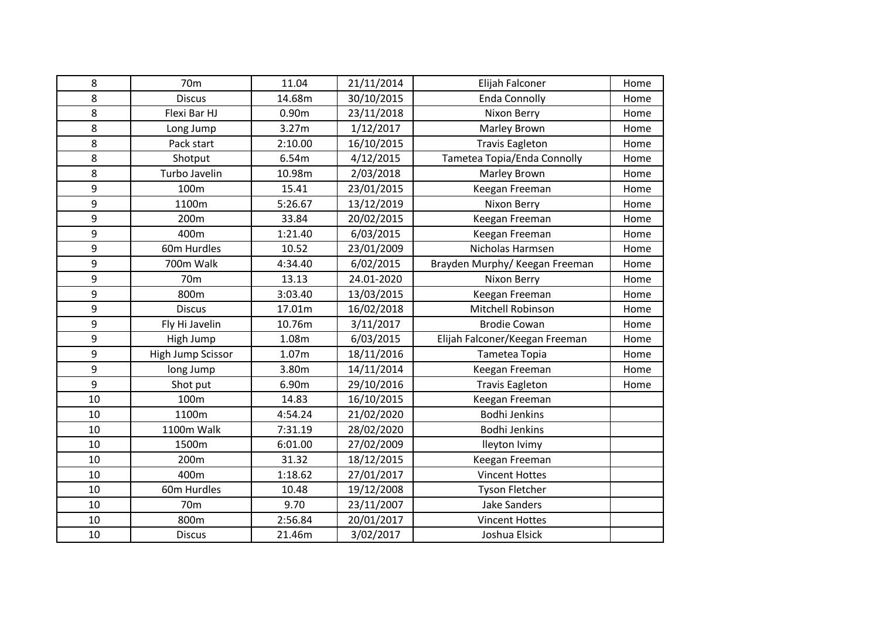| | | | | | |
|---|---|---|---|---|---|
| 8 | 70m | 11.04 | 21/11/2014 | Elijah Falconer | Home |
| 8 | Discus | 14.68m | 30/10/2015 | Enda Connolly | Home |
| 8 | Flexi Bar HJ | 0.90m | 23/11/2018 | Nixon Berry | Home |
| 8 | Long Jump | 3.27m | 1/12/2017 | Marley Brown | Home |
| 8 | Pack start | 2:10.00 | 16/10/2015 | Travis Eagleton | Home |
| 8 | Shotput | 6.54m | 4/12/2015 | Tametea Topia/Enda Connolly | Home |
| 8 | Turbo Javelin | 10.98m | 2/03/2018 | Marley Brown | Home |
| 9 | 100m | 15.41 | 23/01/2015 | Keegan Freeman | Home |
| 9 | 1100m | 5:26.67 | 13/12/2019 | Nixon Berry | Home |
| 9 | 200m | 33.84 | 20/02/2015 | Keegan Freeman | Home |
| 9 | 400m | 1:21.40 | 6/03/2015 | Keegan Freeman | Home |
| 9 | 60m Hurdles | 10.52 | 23/01/2009 | Nicholas Harmsen | Home |
| 9 | 700m Walk | 4:34.40 | 6/02/2015 | Brayden Murphy/ Keegan Freeman | Home |
| 9 | 70m | 13.13 | 24.01-2020 | Nixon Berry | Home |
| 9 | 800m | 3:03.40 | 13/03/2015 | Keegan Freeman | Home |
| 9 | Discus | 17.01m | 16/02/2018 | Mitchell Robinson | Home |
| 9 | Fly Hi Javelin | 10.76m | 3/11/2017 | Brodie Cowan | Home |
| 9 | High Jump | 1.08m | 6/03/2015 | Elijah Falconer/Keegan Freeman | Home |
| 9 | High Jump Scissor | 1.07m | 18/11/2016 | Tametea Topia | Home |
| 9 | long Jump | 3.80m | 14/11/2014 | Keegan Freeman | Home |
| 9 | Shot put | 6.90m | 29/10/2016 | Travis Eagleton | Home |
| 10 | 100m | 14.83 | 16/10/2015 | Keegan Freeman | |
| 10 | 1100m | 4:54.24 | 21/02/2020 | Bodhi Jenkins | |
| 10 | 1100m Walk | 7:31.19 | 28/02/2020 | Bodhi Jenkins | |
| 10 | 1500m | 6:01.00 | 27/02/2009 | lleyton Ivimy | |
| 10 | 200m | 31.32 | 18/12/2015 | Keegan Freeman | |
| 10 | 400m | 1:18.62 | 27/01/2017 | Vincent Hottes | |
| 10 | 60m Hurdles | 10.48 | 19/12/2008 | Tyson Fletcher | |
| 10 | 70m | 9.70 | 23/11/2007 | Jake Sanders | |
| 10 | 800m | 2:56.84 | 20/01/2017 | Vincent Hottes | |
| 10 | Discus | 21.46m | 3/02/2017 | Joshua Elsick | |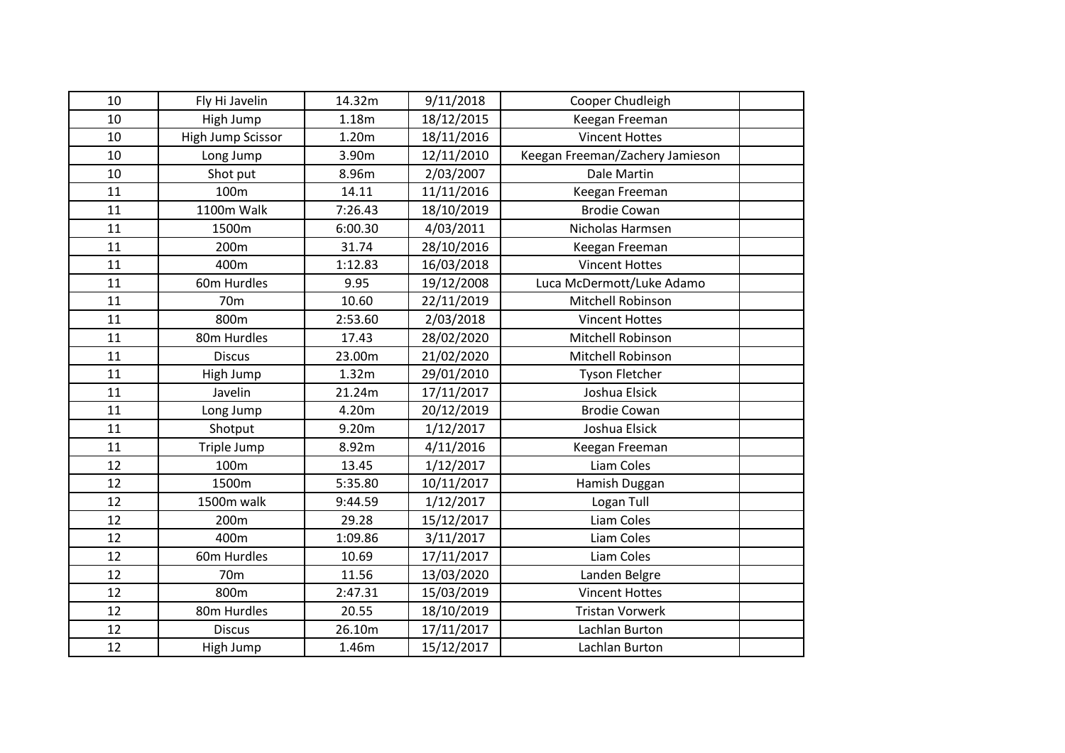| | | | | | |
|---|---|---|---|---|---|
| 10 | Fly Hi Javelin | 14.32m | 9/11/2018 | Cooper Chudleigh | |
| 10 | High Jump | 1.18m | 18/12/2015 | Keegan Freeman | |
| 10 | High Jump Scissor | 1.20m | 18/11/2016 | Vincent Hottes | |
| 10 | Long Jump | 3.90m | 12/11/2010 | Keegan Freeman/Zachery Jamieson | |
| 10 | Shot put | 8.96m | 2/03/2007 | Dale Martin | |
| 11 | 100m | 14.11 | 11/11/2016 | Keegan Freeman | |
| 11 | 1100m Walk | 7:26.43 | 18/10/2019 | Brodie Cowan | |
| 11 | 1500m | 6:00.30 | 4/03/2011 | Nicholas Harmsen | |
| 11 | 200m | 31.74 | 28/10/2016 | Keegan Freeman | |
| 11 | 400m | 1:12.83 | 16/03/2018 | Vincent Hottes | |
| 11 | 60m Hurdles | 9.95 | 19/12/2008 | Luca McDermott/Luke Adamo | |
| 11 | 70m | 10.60 | 22/11/2019 | Mitchell Robinson | |
| 11 | 800m | 2:53.60 | 2/03/2018 | Vincent Hottes | |
| 11 | 80m Hurdles | 17.43 | 28/02/2020 | Mitchell Robinson | |
| 11 | Discus | 23.00m | 21/02/2020 | Mitchell Robinson | |
| 11 | High Jump | 1.32m | 29/01/2010 | Tyson Fletcher | |
| 11 | Javelin | 21.24m | 17/11/2017 | Joshua Elsick | |
| 11 | Long Jump | 4.20m | 20/12/2019 | Brodie Cowan | |
| 11 | Shotput | 9.20m | 1/12/2017 | Joshua Elsick | |
| 11 | Triple Jump | 8.92m | 4/11/2016 | Keegan Freeman | |
| 12 | 100m | 13.45 | 1/12/2017 | Liam Coles | |
| 12 | 1500m | 5:35.80 | 10/11/2017 | Hamish Duggan | |
| 12 | 1500m walk | 9:44.59 | 1/12/2017 | Logan Tull | |
| 12 | 200m | 29.28 | 15/12/2017 | Liam Coles | |
| 12 | 400m | 1:09.86 | 3/11/2017 | Liam Coles | |
| 12 | 60m Hurdles | 10.69 | 17/11/2017 | Liam Coles | |
| 12 | 70m | 11.56 | 13/03/2020 | Landen Belgre | |
| 12 | 800m | 2:47.31 | 15/03/2019 | Vincent Hottes | |
| 12 | 80m Hurdles | 20.55 | 18/10/2019 | Tristan Vorwerk | |
| 12 | Discus | 26.10m | 17/11/2017 | Lachlan Burton | |
| 12 | High Jump | 1.46m | 15/12/2017 | Lachlan Burton | |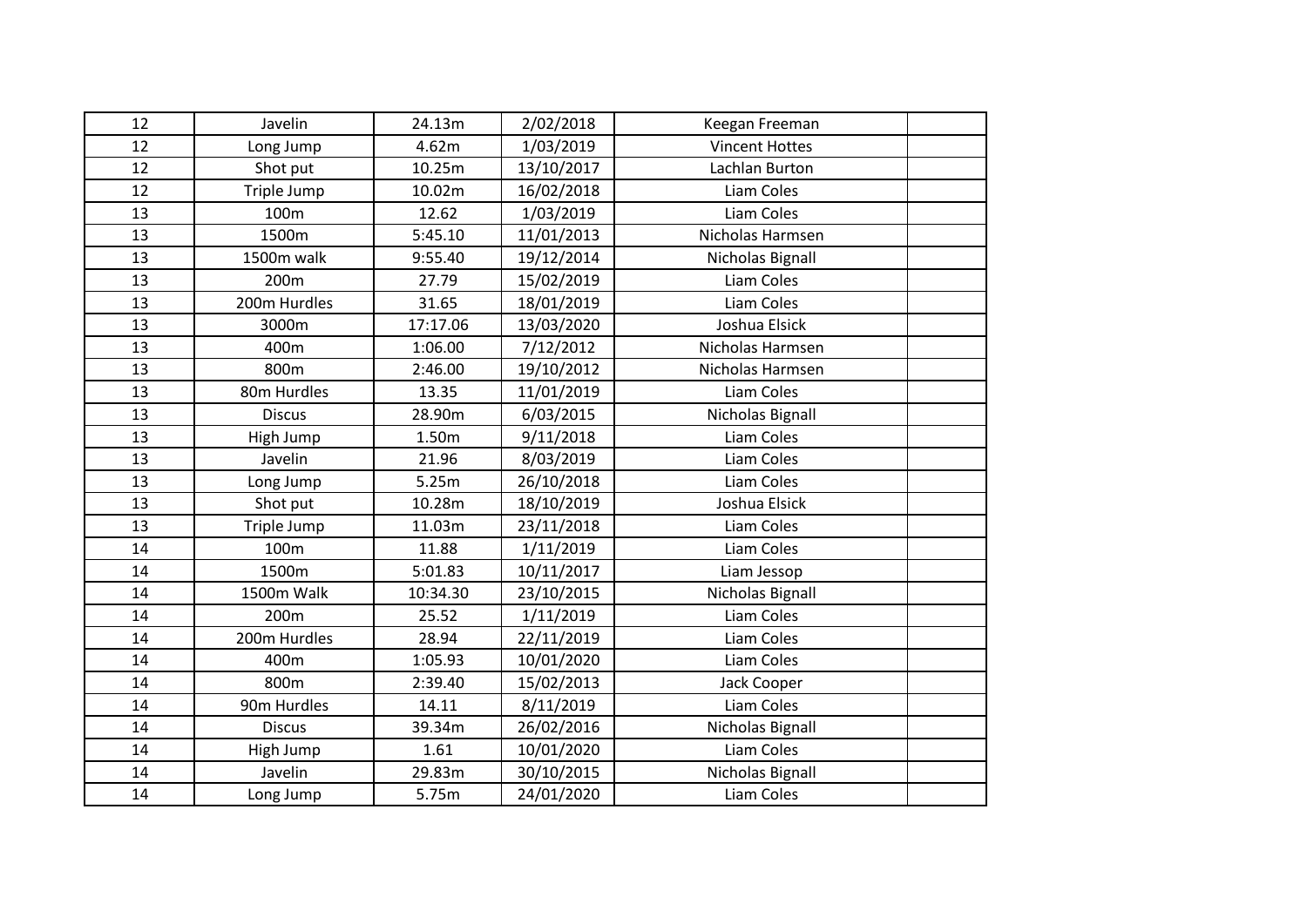| | | | | | |
|---|---|---|---|---|---|
| 12 | Javelin | 24.13m | 2/02/2018 | Keegan Freeman | |
| 12 | Long Jump | 4.62m | 1/03/2019 | Vincent Hottes | |
| 12 | Shot put | 10.25m | 13/10/2017 | Lachlan Burton | |
| 12 | Triple Jump | 10.02m | 16/02/2018 | Liam Coles | |
| 13 | 100m | 12.62 | 1/03/2019 | Liam Coles | |
| 13 | 1500m | 5:45.10 | 11/01/2013 | Nicholas Harmsen | |
| 13 | 1500m walk | 9:55.40 | 19/12/2014 | Nicholas Bignall | |
| 13 | 200m | 27.79 | 15/02/2019 | Liam Coles | |
| 13 | 200m Hurdles | 31.65 | 18/01/2019 | Liam Coles | |
| 13 | 3000m | 17:17.06 | 13/03/2020 | Joshua Elsick | |
| 13 | 400m | 1:06.00 | 7/12/2012 | Nicholas Harmsen | |
| 13 | 800m | 2:46.00 | 19/10/2012 | Nicholas Harmsen | |
| 13 | 80m Hurdles | 13.35 | 11/01/2019 | Liam Coles | |
| 13 | Discus | 28.90m | 6/03/2015 | Nicholas Bignall | |
| 13 | High Jump | 1.50m | 9/11/2018 | Liam Coles | |
| 13 | Javelin | 21.96 | 8/03/2019 | Liam Coles | |
| 13 | Long Jump | 5.25m | 26/10/2018 | Liam Coles | |
| 13 | Shot put | 10.28m | 18/10/2019 | Joshua Elsick | |
| 13 | Triple Jump | 11.03m | 23/11/2018 | Liam Coles | |
| 14 | 100m | 11.88 | 1/11/2019 | Liam Coles | |
| 14 | 1500m | 5:01.83 | 10/11/2017 | Liam Jessop | |
| 14 | 1500m Walk | 10:34.30 | 23/10/2015 | Nicholas Bignall | |
| 14 | 200m | 25.52 | 1/11/2019 | Liam Coles | |
| 14 | 200m Hurdles | 28.94 | 22/11/2019 | Liam Coles | |
| 14 | 400m | 1:05.93 | 10/01/2020 | Liam Coles | |
| 14 | 800m | 2:39.40 | 15/02/2013 | Jack Cooper | |
| 14 | 90m Hurdles | 14.11 | 8/11/2019 | Liam Coles | |
| 14 | Discus | 39.34m | 26/02/2016 | Nicholas Bignall | |
| 14 | High Jump | 1.61 | 10/01/2020 | Liam Coles | |
| 14 | Javelin | 29.83m | 30/10/2015 | Nicholas Bignall | |
| 14 | Long Jump | 5.75m | 24/01/2020 | Liam Coles | |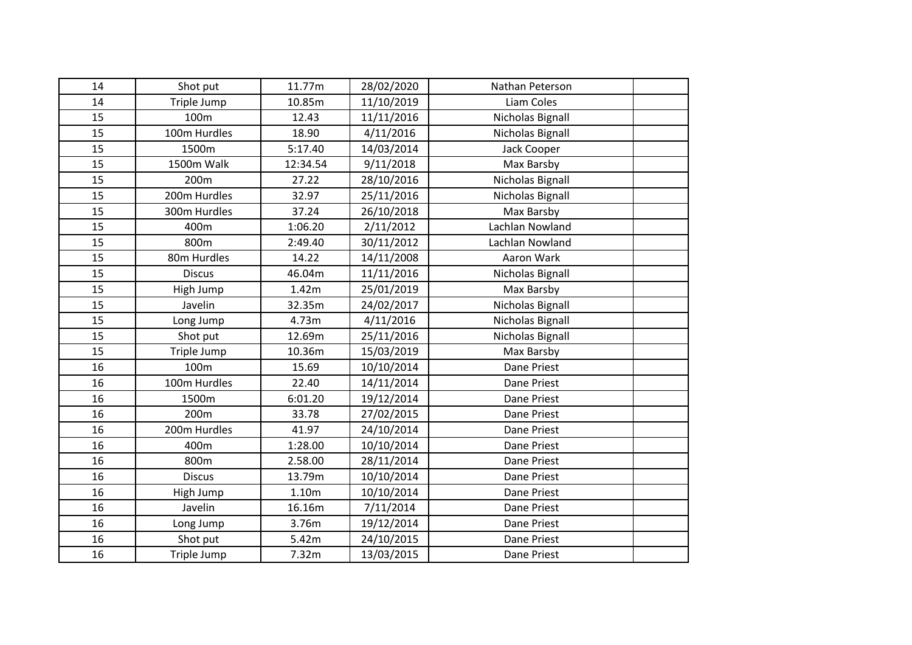| | | | | | |
|---|---|---|---|---|---|
| 14 | Shot put | 11.77m | 28/02/2020 | Nathan Peterson | |
| 14 | Triple Jump | 10.85m | 11/10/2019 | Liam Coles | |
| 15 | 100m | 12.43 | 11/11/2016 | Nicholas Bignall | |
| 15 | 100m Hurdles | 18.90 | 4/11/2016 | Nicholas Bignall | |
| 15 | 1500m | 5:17.40 | 14/03/2014 | Jack Cooper | |
| 15 | 1500m Walk | 12:34.54 | 9/11/2018 | Max Barsby | |
| 15 | 200m | 27.22 | 28/10/2016 | Nicholas Bignall | |
| 15 | 200m Hurdles | 32.97 | 25/11/2016 | Nicholas Bignall | |
| 15 | 300m Hurdles | 37.24 | 26/10/2018 | Max Barsby | |
| 15 | 400m | 1:06.20 | 2/11/2012 | Lachlan Nowland | |
| 15 | 800m | 2:49.40 | 30/11/2012 | Lachlan Nowland | |
| 15 | 80m Hurdles | 14.22 | 14/11/2008 | Aaron Wark | |
| 15 | Discus | 46.04m | 11/11/2016 | Nicholas Bignall | |
| 15 | High Jump | 1.42m | 25/01/2019 | Max Barsby | |
| 15 | Javelin | 32.35m | 24/02/2017 | Nicholas Bignall | |
| 15 | Long Jump | 4.73m | 4/11/2016 | Nicholas Bignall | |
| 15 | Shot put | 12.69m | 25/11/2016 | Nicholas Bignall | |
| 15 | Triple Jump | 10.36m | 15/03/2019 | Max Barsby | |
| 16 | 100m | 15.69 | 10/10/2014 | Dane Priest | |
| 16 | 100m Hurdles | 22.40 | 14/11/2014 | Dane Priest | |
| 16 | 1500m | 6:01.20 | 19/12/2014 | Dane Priest | |
| 16 | 200m | 33.78 | 27/02/2015 | Dane Priest | |
| 16 | 200m Hurdles | 41.97 | 24/10/2014 | Dane Priest | |
| 16 | 400m | 1:28.00 | 10/10/2014 | Dane Priest | |
| 16 | 800m | 2.58.00 | 28/11/2014 | Dane Priest | |
| 16 | Discus | 13.79m | 10/10/2014 | Dane Priest | |
| 16 | High Jump | 1.10m | 10/10/2014 | Dane Priest | |
| 16 | Javelin | 16.16m | 7/11/2014 | Dane Priest | |
| 16 | Long Jump | 3.76m | 19/12/2014 | Dane Priest | |
| 16 | Shot put | 5.42m | 24/10/2015 | Dane Priest | |
| 16 | Triple Jump | 7.32m | 13/03/2015 | Dane Priest | |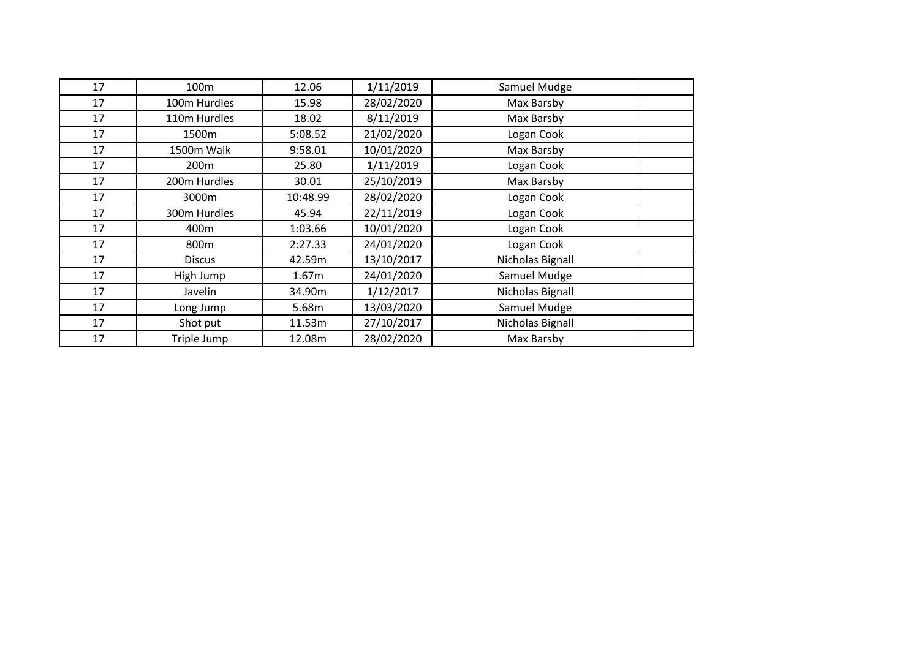| | | | | | |
|---|---|---|---|---|---|
| 17 | 100m | 12.06 | 1/11/2019 | Samuel Mudge | |
| 17 | 100m Hurdles | 15.98 | 28/02/2020 | Max Barsby | |
| 17 | 110m Hurdles | 18.02 | 8/11/2019 | Max Barsby | |
| 17 | 1500m | 5:08.52 | 21/02/2020 | Logan Cook | |
| 17 | 1500m Walk | 9:58.01 | 10/01/2020 | Max Barsby | |
| 17 | 200m | 25.80 | 1/11/2019 | Logan Cook | |
| 17 | 200m Hurdles | 30.01 | 25/10/2019 | Max Barsby | |
| 17 | 3000m | 10:48.99 | 28/02/2020 | Logan Cook | |
| 17 | 300m Hurdles | 45.94 | 22/11/2019 | Logan Cook | |
| 17 | 400m | 1:03.66 | 10/01/2020 | Logan Cook | |
| 17 | 800m | 2:27.33 | 24/01/2020 | Logan Cook | |
| 17 | Discus | 42.59m | 13/10/2017 | Nicholas Bignall | |
| 17 | High Jump | 1.67m | 24/01/2020 | Samuel Mudge | |
| 17 | Javelin | 34.90m | 1/12/2017 | Nicholas Bignall | |
| 17 | Long Jump | 5.68m | 13/03/2020 | Samuel Mudge | |
| 17 | Shot put | 11.53m | 27/10/2017 | Nicholas Bignall | |
| 17 | Triple Jump | 12.08m | 28/02/2020 | Max Barsby | |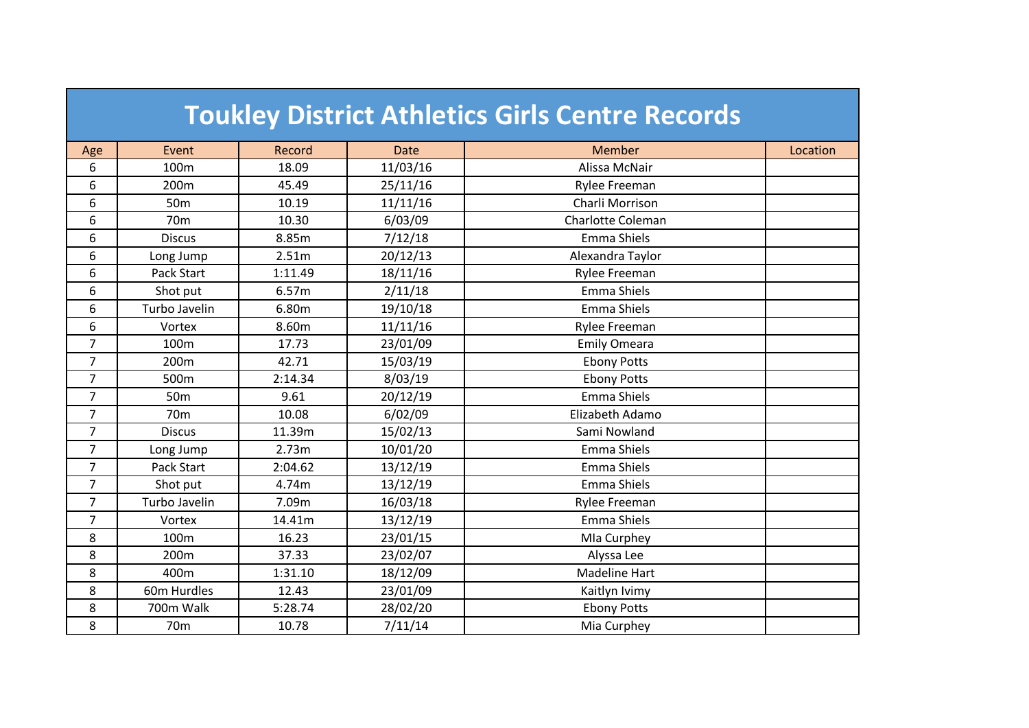# Toukley District Athletics Girls Centre Records

| Age | Event | Record | Date | Member | Location |
|---|---|---|---|---|---|
| 6 | 100m | 18.09 | 11/03/16 | Alissa McNair | |
| 6 | 200m | 45.49 | 25/11/16 | Rylee Freeman | |
| 6 | 50m | 10.19 | 11/11/16 | Charli Morrison | |
| 6 | 70m | 10.30 | 6/03/09 | Charlotte Coleman | |
| 6 | Discus | 8.85m | 7/12/18 | Emma Shiels | |
| 6 | Long Jump | 2.51m | 20/12/13 | Alexandra Taylor | |
| 6 | Pack Start | 1:11.49 | 18/11/16 | Rylee Freeman | |
| 6 | Shot put | 6.57m | 2/11/18 | Emma Shiels | |
| 6 | Turbo Javelin | 6.80m | 19/10/18 | Emma Shiels | |
| 6 | Vortex | 8.60m | 11/11/16 | Rylee Freeman | |
| 7 | 100m | 17.73 | 23/01/09 | Emily Omeara | |
| 7 | 200m | 42.71 | 15/03/19 | Ebony Potts | |
| 7 | 500m | 2:14.34 | 8/03/19 | Ebony Potts | |
| 7 | 50m | 9.61 | 20/12/19 | Emma Shiels | |
| 7 | 70m | 10.08 | 6/02/09 | Elizabeth Adamo | |
| 7 | Discus | 11.39m | 15/02/13 | Sami Nowland | |
| 7 | Long Jump | 2.73m | 10/01/20 | Emma Shiels | |
| 7 | Pack Start | 2:04.62 | 13/12/19 | Emma Shiels | |
| 7 | Shot put | 4.74m | 13/12/19 | Emma Shiels | |
| 7 | Turbo Javelin | 7.09m | 16/03/18 | Rylee Freeman | |
| 7 | Vortex | 14.41m | 13/12/19 | Emma Shiels | |
| 8 | 100m | 16.23 | 23/01/15 | MIa Curphey | |
| 8 | 200m | 37.33 | 23/02/07 | Alyssa Lee | |
| 8 | 400m | 1:31.10 | 18/12/09 | Madeline Hart | |
| 8 | 60m Hurdles | 12.43 | 23/01/09 | Kaitlyn Ivimy | |
| 8 | 700m Walk | 5:28.74 | 28/02/20 | Ebony Potts | |
| 8 | 70m | 10.78 | 7/11/14 | Mia Curphey | |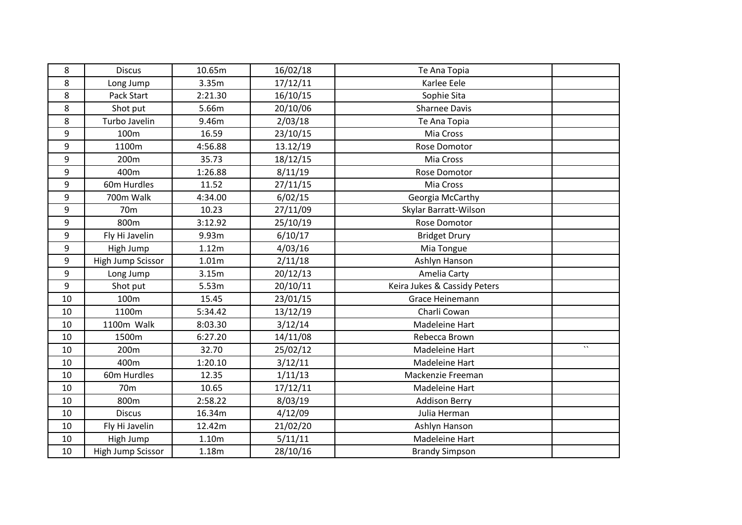| 8 | Discus | 10.65m | 16/02/18 | Te Ana Topia | |
|---|---|---|---|---|---|
| 8 | Long Jump | 3.35m | 17/12/11 | Karlee Eele | |
| 8 | Pack Start | 2:21.30 | 16/10/15 | Sophie Sita | |
| 8 | Shot put | 5.66m | 20/10/06 | Sharnee Davis | |
| 8 | Turbo Javelin | 9.46m | 2/03/18 | Te Ana Topia | |
| 9 | 100m | 16.59 | 23/10/15 | Mia Cross | |
| 9 | 1100m | 4:56.88 | 13.12/19 | Rose Domotor | |
| 9 | 200m | 35.73 | 18/12/15 | Mia Cross | |
| 9 | 400m | 1:26.88 | 8/11/19 | Rose Domotor | |
| 9 | 60m Hurdles | 11.52 | 27/11/15 | Mia Cross | |
| 9 | 700m Walk | 4:34.00 | 6/02/15 | Georgia McCarthy | |
| 9 | 70m | 10.23 | 27/11/09 | Skylar Barratt-Wilson | |
| 9 | 800m | 3:12.92 | 25/10/19 | Rose Domotor | |
| 9 | Fly Hi Javelin | 9.93m | 6/10/17 | Bridget Drury | |
| 9 | High Jump | 1.12m | 4/03/16 | Mia Tongue | |
| 9 | High Jump Scissor | 1.01m | 2/11/18 | Ashlyn Hanson | |
| 9 | Long Jump | 3.15m | 20/12/13 | Amelia Carty | |
| 9 | Shot put | 5.53m | 20/10/11 | Keira Jukes & Cassidy Peters | |
| 10 | 100m | 15.45 | 23/01/15 | Grace Heinemann | |
| 10 | 1100m | 5:34.42 | 13/12/19 | Charli Cowan | |
| 10 | 1100m Walk | 8:03.30 | 3/12/14 | Madeleine Hart | |
| 10 | 1500m | 6:27.20 | 14/11/08 | Rebecca Brown | |
| 10 | 200m | 32.70 | 25/02/12 | Madeleine Hart | `` |
| 10 | 400m | 1:20.10 | 3/12/11 | Madeleine Hart | |
| 10 | 60m Hurdles | 12.35 | 1/11/13 | Mackenzie Freeman | |
| 10 | 70m | 10.65 | 17/12/11 | Madeleine Hart | |
| 10 | 800m | 2:58.22 | 8/03/19 | Addison Berry | |
| 10 | Discus | 16.34m | 4/12/09 | Julia Herman | |
| 10 | Fly Hi Javelin | 12.42m | 21/02/20 | Ashlyn Hanson | |
| 10 | High Jump | 1.10m | 5/11/11 | Madeleine Hart | |
| 10 | High Jump Scissor | 1.18m | 28/10/16 | Brandy Simpson | |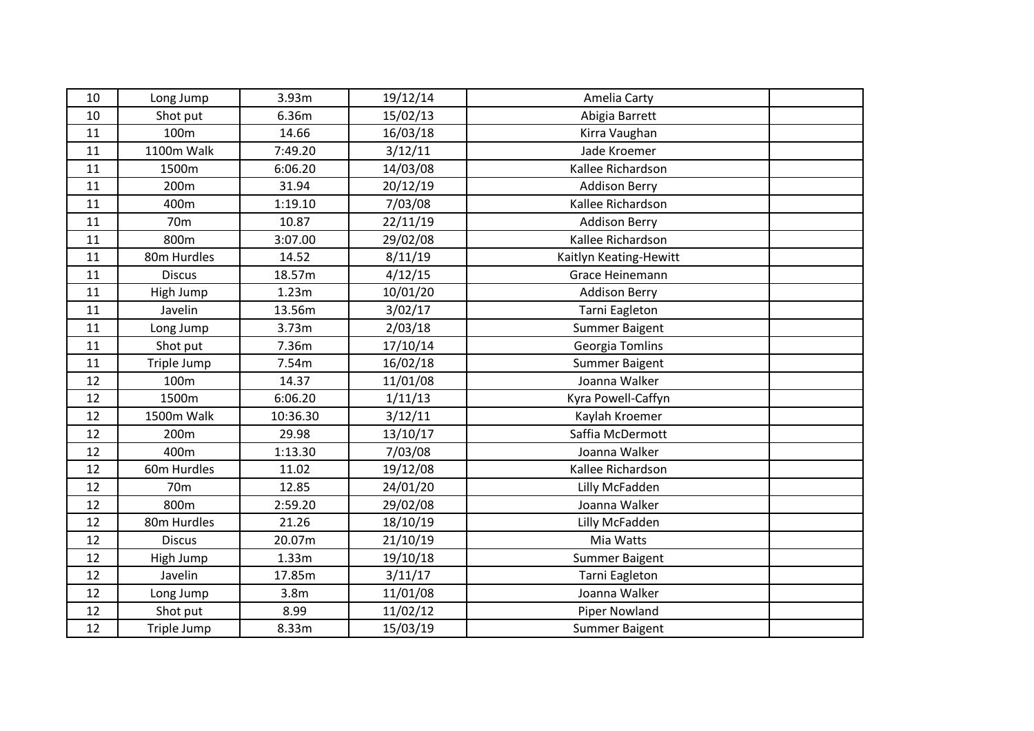| 10 | Long Jump | 3.93m | 19/12/14 | Amelia Carty | |
|---|---|---|---|---|---|
| 10 | Shot put | 6.36m | 15/02/13 | Abigia Barrett | |
| 11 | 100m | 14.66 | 16/03/18 | Kirra Vaughan | |
| 11 | 1100m Walk | 7:49.20 | 3/12/11 | Jade Kroemer | |
| 11 | 1500m | 6:06.20 | 14/03/08 | Kallee Richardson | |
| 11 | 200m | 31.94 | 20/12/19 | Addison Berry | |
| 11 | 400m | 1:19.10 | 7/03/08 | Kallee Richardson | |
| 11 | 70m | 10.87 | 22/11/19 | Addison Berry | |
| 11 | 800m | 3:07.00 | 29/02/08 | Kallee Richardson | |
| 11 | 80m Hurdles | 14.52 | 8/11/19 | Kaitlyn Keating-Hewitt | |
| 11 | Discus | 18.57m | 4/12/15 | Grace Heinemann | |
| 11 | High Jump | 1.23m | 10/01/20 | Addison Berry | |
| 11 | Javelin | 13.56m | 3/02/17 | Tarni Eagleton | |
| 11 | Long Jump | 3.73m | 2/03/18 | Summer Baigent | |
| 11 | Shot put | 7.36m | 17/10/14 | Georgia Tomlins | |
| 11 | Triple Jump | 7.54m | 16/02/18 | Summer Baigent | |
| 12 | 100m | 14.37 | 11/01/08 | Joanna Walker | |
| 12 | 1500m | 6:06.20 | 1/11/13 | Kyra Powell-Caffyn | |
| 12 | 1500m Walk | 10:36.30 | 3/12/11 | Kaylah Kroemer | |
| 12 | 200m | 29.98 | 13/10/17 | Saffia McDermott | |
| 12 | 400m | 1:13.30 | 7/03/08 | Joanna Walker | |
| 12 | 60m Hurdles | 11.02 | 19/12/08 | Kallee Richardson | |
| 12 | 70m | 12.85 | 24/01/20 | Lilly McFadden | |
| 12 | 800m | 2:59.20 | 29/02/08 | Joanna Walker | |
| 12 | 80m Hurdles | 21.26 | 18/10/19 | Lilly McFadden | |
| 12 | Discus | 20.07m | 21/10/19 | Mia Watts | |
| 12 | High Jump | 1.33m | 19/10/18 | Summer Baigent | |
| 12 | Javelin | 17.85m | 3/11/17 | Tarni Eagleton | |
| 12 | Long Jump | 3.8m | 11/01/08 | Joanna Walker | |
| 12 | Shot put | 8.99 | 11/02/12 | Piper Nowland | |
| 12 | Triple Jump | 8.33m | 15/03/19 | Summer Baigent | |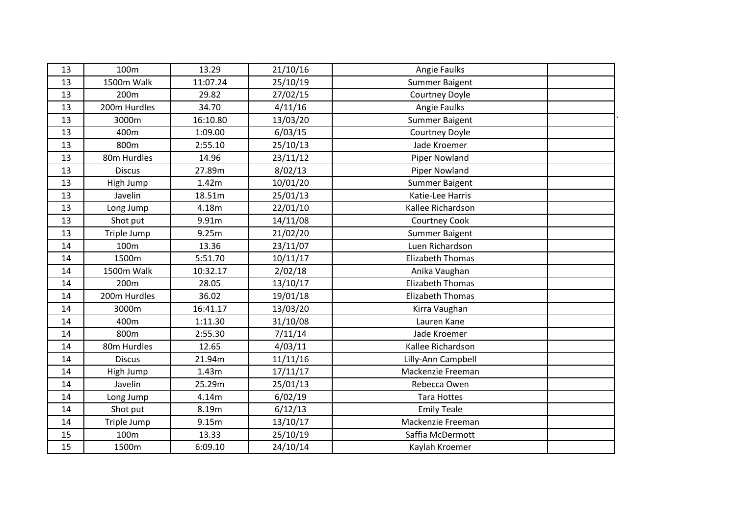| | | | | | |
|---|---|---|---|---|---|
| 13 | 100m | 13.29 | 21/10/16 | Angie Faulks | |
| 13 | 1500m Walk | 11:07.24 | 25/10/19 | Summer Baigent | |
| 13 | 200m | 29.82 | 27/02/15 | Courtney Doyle | |
| 13 | 200m Hurdles | 34.70 | 4/11/16 | Angie Faulks | |
| 13 | 3000m | 16:10.80 | 13/03/20 | Summer Baigent | |
| 13 | 400m | 1:09.00 | 6/03/15 | Courtney Doyle | |
| 13 | 800m | 2:55.10 | 25/10/13 | Jade Kroemer | |
| 13 | 80m Hurdles | 14.96 | 23/11/12 | Piper Nowland | |
| 13 | Discus | 27.89m | 8/02/13 | Piper Nowland | |
| 13 | High Jump | 1.42m | 10/01/20 | Summer Baigent | |
| 13 | Javelin | 18.51m | 25/01/13 | Katie-Lee Harris | |
| 13 | Long Jump | 4.18m | 22/01/10 | Kallee Richardson | |
| 13 | Shot put | 9.91m | 14/11/08 | Courtney Cook | |
| 13 | Triple Jump | 9.25m | 21/02/20 | Summer Baigent | |
| 14 | 100m | 13.36 | 23/11/07 | Luen Richardson | |
| 14 | 1500m | 5:51.70 | 10/11/17 | Elizabeth Thomas | |
| 14 | 1500m Walk | 10:32.17 | 2/02/18 | Anika Vaughan | |
| 14 | 200m | 28.05 | 13/10/17 | Elizabeth Thomas | |
| 14 | 200m Hurdles | 36.02 | 19/01/18 | Elizabeth Thomas | |
| 14 | 3000m | 16:41.17 | 13/03/20 | Kirra Vaughan | |
| 14 | 400m | 1:11.30 | 31/10/08 | Lauren Kane | |
| 14 | 800m | 2:55.30 | 7/11/14 | Jade Kroemer | |
| 14 | 80m Hurdles | 12.65 | 4/03/11 | Kallee Richardson | |
| 14 | Discus | 21.94m | 11/11/16 | Lilly-Ann Campbell | |
| 14 | High Jump | 1.43m | 17/11/17 | Mackenzie Freeman | |
| 14 | Javelin | 25.29m | 25/01/13 | Rebecca Owen | |
| 14 | Long Jump | 4.14m | 6/02/19 | Tara Hottes | |
| 14 | Shot put | 8.19m | 6/12/13 | Emily Teale | |
| 14 | Triple Jump | 9.15m | 13/10/17 | Mackenzie Freeman | |
| 15 | 100m | 13.33 | 25/10/19 | Saffia McDermott | |
| 15 | 1500m | 6:09.10 | 24/10/14 | Kaylah Kroemer | |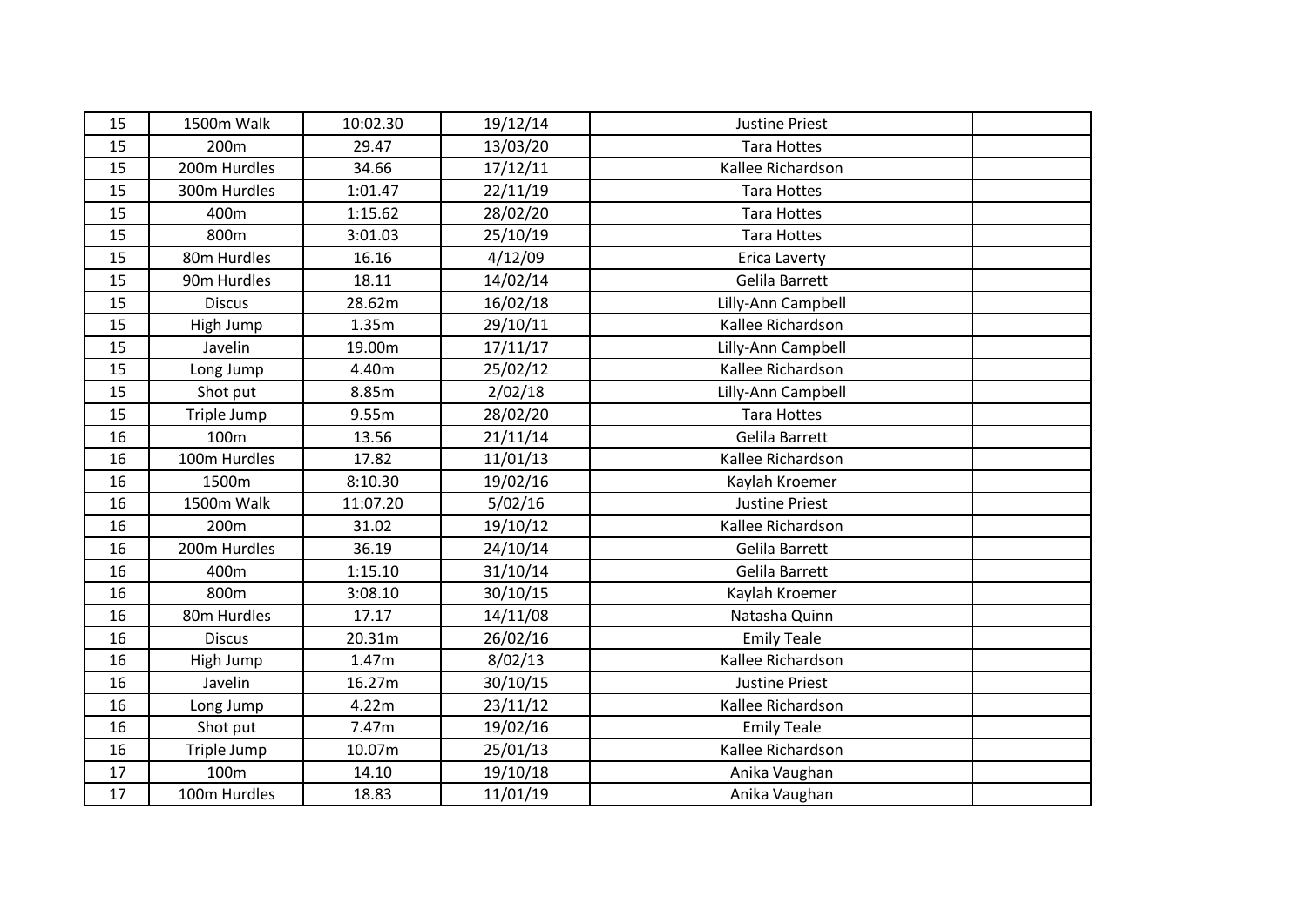| | | | | | |
|---|---|---|---|---|---|
| 15 | 1500m Walk | 10:02.30 | 19/12/14 | Justine Priest | |
| 15 | 200m | 29.47 | 13/03/20 | Tara Hottes | |
| 15 | 200m Hurdles | 34.66 | 17/12/11 | Kallee Richardson | |
| 15 | 300m Hurdles | 1:01.47 | 22/11/19 | Tara Hottes | |
| 15 | 400m | 1:15.62 | 28/02/20 | Tara Hottes | |
| 15 | 800m | 3:01.03 | 25/10/19 | Tara Hottes | |
| 15 | 80m Hurdles | 16.16 | 4/12/09 | Erica Laverty | |
| 15 | 90m Hurdles | 18.11 | 14/02/14 | Gelila Barrett | |
| 15 | Discus | 28.62m | 16/02/18 | Lilly-Ann Campbell | |
| 15 | High Jump | 1.35m | 29/10/11 | Kallee Richardson | |
| 15 | Javelin | 19.00m | 17/11/17 | Lilly-Ann Campbell | |
| 15 | Long Jump | 4.40m | 25/02/12 | Kallee Richardson | |
| 15 | Shot put | 8.85m | 2/02/18 | Lilly-Ann Campbell | |
| 15 | Triple Jump | 9.55m | 28/02/20 | Tara Hottes | |
| 16 | 100m | 13.56 | 21/11/14 | Gelila Barrett | |
| 16 | 100m Hurdles | 17.82 | 11/01/13 | Kallee Richardson | |
| 16 | 1500m | 8:10.30 | 19/02/16 | Kaylah Kroemer | |
| 16 | 1500m Walk | 11:07.20 | 5/02/16 | Justine Priest | |
| 16 | 200m | 31.02 | 19/10/12 | Kallee Richardson | |
| 16 | 200m Hurdles | 36.19 | 24/10/14 | Gelila Barrett | |
| 16 | 400m | 1:15.10 | 31/10/14 | Gelila Barrett | |
| 16 | 800m | 3:08.10 | 30/10/15 | Kaylah Kroemer | |
| 16 | 80m Hurdles | 17.17 | 14/11/08 | Natasha Quinn | |
| 16 | Discus | 20.31m | 26/02/16 | Emily Teale | |
| 16 | High Jump | 1.47m | 8/02/13 | Kallee Richardson | |
| 16 | Javelin | 16.27m | 30/10/15 | Justine Priest | |
| 16 | Long Jump | 4.22m | 23/11/12 | Kallee Richardson | |
| 16 | Shot put | 7.47m | 19/02/16 | Emily Teale | |
| 16 | Triple Jump | 10.07m | 25/01/13 | Kallee Richardson | |
| 17 | 100m | 14.10 | 19/10/18 | Anika Vaughan | |
| 17 | 100m Hurdles | 18.83 | 11/01/19 | Anika Vaughan | |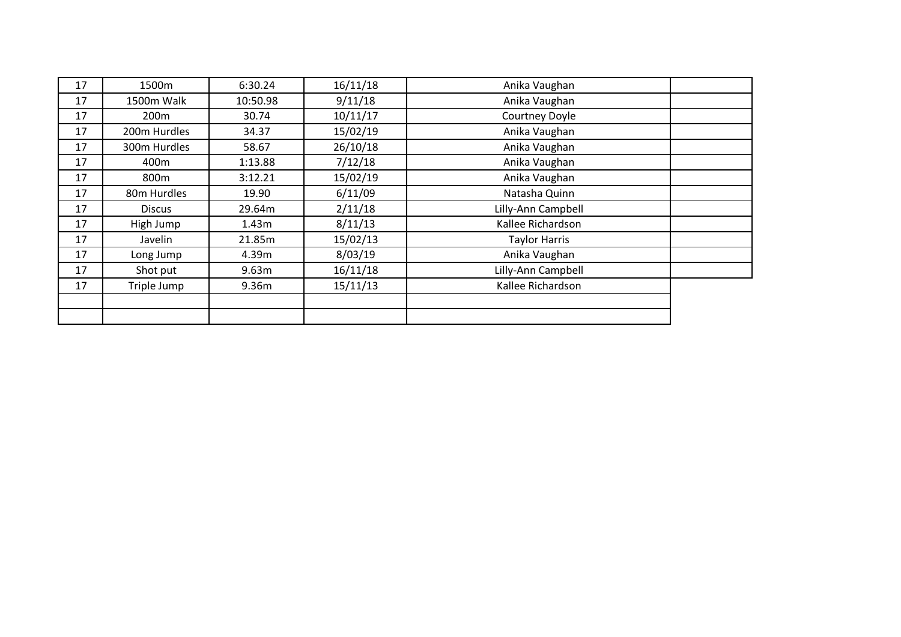| | | | | | |
|---|---|---|---|---|---|
| 17 | 1500m | 6:30.24 | 16/11/18 | Anika Vaughan | |
| 17 | 1500m Walk | 10:50.98 | 9/11/18 | Anika Vaughan | |
| 17 | 200m | 30.74 | 10/11/17 | Courtney Doyle | |
| 17 | 200m Hurdles | 34.37 | 15/02/19 | Anika Vaughan | |
| 17 | 300m Hurdles | 58.67 | 26/10/18 | Anika Vaughan | |
| 17 | 400m | 1:13.88 | 7/12/18 | Anika Vaughan | |
| 17 | 800m | 3:12.21 | 15/02/19 | Anika Vaughan | |
| 17 | 80m Hurdles | 19.90 | 6/11/09 | Natasha Quinn | |
| 17 | Discus | 29.64m | 2/11/18 | Lilly-Ann Campbell | |
| 17 | High Jump | 1.43m | 8/11/13 | Kallee Richardson | |
| 17 | Javelin | 21.85m | 15/02/13 | Taylor Harris | |
| 17 | Long Jump | 4.39m | 8/03/19 | Anika Vaughan | |
| 17 | Shot put | 9.63m | 16/11/18 | Lilly-Ann Campbell | |
| 17 | Triple Jump | 9.36m | 15/11/13 | Kallee Richardson | |
| | | | | | |
| | | | | | |